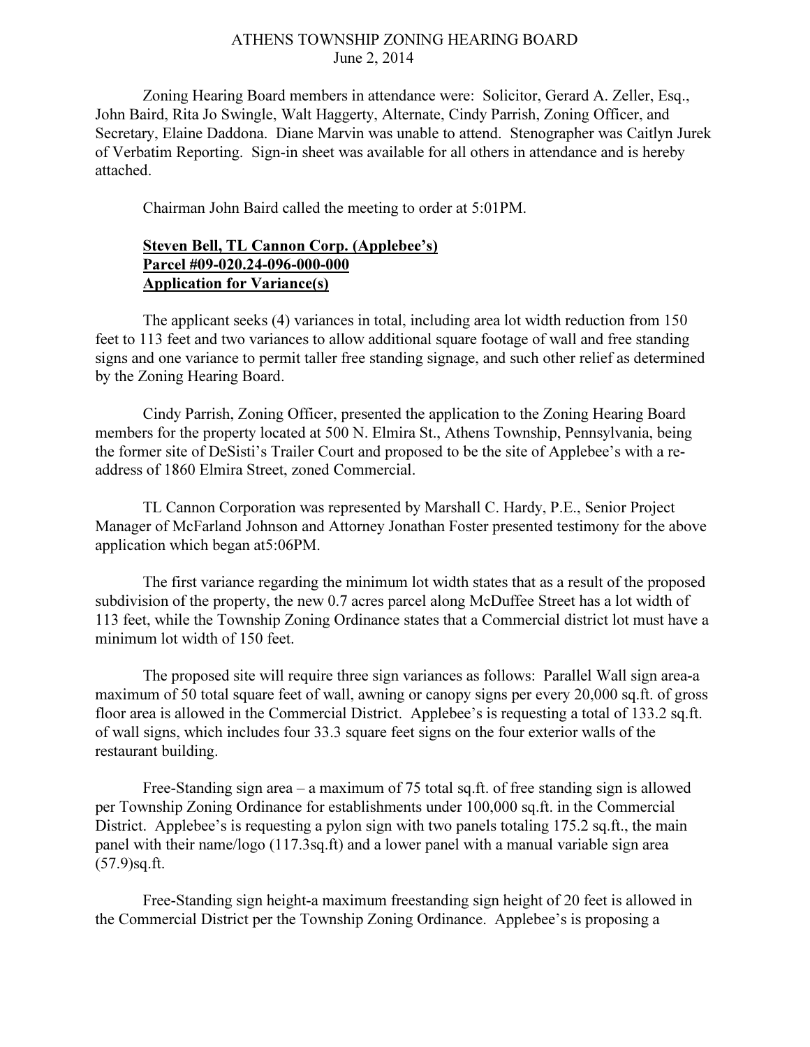ATHENS TOWNSHIP ZONING HEARING BOARD
June 2, 2014

Zoning Hearing Board members in attendance were: Solicitor, Gerard A. Zeller, Esq., John Baird, Rita Jo Swingle, Walt Haggerty, Alternate, Cindy Parrish, Zoning Officer, and Secretary, Elaine Daddona. Diane Marvin was unable to attend. Stenographer was Caitlyn Jurek of Verbatim Reporting. Sign-in sheet was available for all others in attendance and is hereby attached.

Chairman John Baird called the meeting to order at 5:01PM.

**Steven Bell, TL Cannon Corp. (Applebee's)**
**Parcel #09-020.24-096-000-000**
**Application for Variance(s)**

The applicant seeks (4) variances in total, including area lot width reduction from 150 feet to 113 feet and two variances to allow additional square footage of wall and free standing signs and one variance to permit taller free standing signage, and such other relief as determined by the Zoning Hearing Board.

Cindy Parrish, Zoning Officer, presented the application to the Zoning Hearing Board members for the property located at 500 N. Elmira St., Athens Township, Pennsylvania, being the former site of DeSisti's Trailer Court and proposed to be the site of Applebee's with a re-address of 1860 Elmira Street, zoned Commercial.

TL Cannon Corporation was represented by Marshall C. Hardy, P.E., Senior Project Manager of McFarland Johnson and Attorney Jonathan Foster presented testimony for the above application which began at5:06PM.

The first variance regarding the minimum lot width states that as a result of the proposed subdivision of the property, the new 0.7 acres parcel along McDuffee Street has a lot width of 113 feet, while the Township Zoning Ordinance states that a Commercial district lot must have a minimum lot width of 150 feet.

The proposed site will require three sign variances as follows: Parallel Wall sign area-a maximum of 50 total square feet of wall, awning or canopy signs per every 20,000 sq.ft. of gross floor area is allowed in the Commercial District. Applebee's is requesting a total of 133.2 sq.ft. of wall signs, which includes four 33.3 square feet signs on the four exterior walls of the restaurant building.

Free-Standing sign area – a maximum of 75 total sq.ft. of free standing sign is allowed per Township Zoning Ordinance for establishments under 100,000 sq.ft. in the Commercial District. Applebee's is requesting a pylon sign with two panels totaling 175.2 sq.ft., the main panel with their name/logo (117.3sq.ft) and a lower panel with a manual variable sign area (57.9)sq.ft.

Free-Standing sign height-a maximum freestanding sign height of 20 feet is allowed in the Commercial District per the Township Zoning Ordinance. Applebee's is proposing a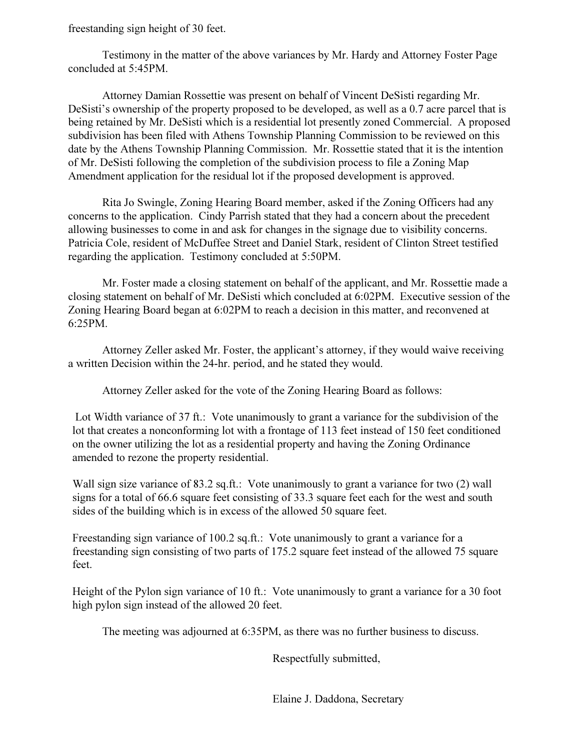freestanding sign height of 30 feet.

Testimony in the matter of the above variances by Mr. Hardy and Attorney Foster Page concluded at 5:45PM.

Attorney Damian Rossettie was present on behalf of Vincent DeSisti regarding Mr. DeSisti's ownership of the property proposed to be developed, as well as a 0.7 acre parcel that is being retained by Mr. DeSisti which is a residential lot presently zoned Commercial. A proposed subdivision has been filed with Athens Township Planning Commission to be reviewed on this date by the Athens Township Planning Commission. Mr. Rossettie stated that it is the intention of Mr. DeSisti following the completion of the subdivision process to file a Zoning Map Amendment application for the residual lot if the proposed development is approved.

Rita Jo Swingle, Zoning Hearing Board member, asked if the Zoning Officers had any concerns to the application. Cindy Parrish stated that they had a concern about the precedent allowing businesses to come in and ask for changes in the signage due to visibility concerns. Patricia Cole, resident of McDuffee Street and Daniel Stark, resident of Clinton Street testified regarding the application. Testimony concluded at 5:50PM.

Mr. Foster made a closing statement on behalf of the applicant, and Mr. Rossettie made a closing statement on behalf of Mr. DeSisti which concluded at 6:02PM. Executive session of the Zoning Hearing Board began at 6:02PM to reach a decision in this matter, and reconvened at 6:25PM.

Attorney Zeller asked Mr. Foster, the applicant's attorney, if they would waive receiving a written Decision within the 24-hr. period, and he stated they would.

Attorney Zeller asked for the vote of the Zoning Hearing Board as follows:

Lot Width variance of 37 ft.: Vote unanimously to grant a variance for the subdivision of the lot that creates a nonconforming lot with a frontage of 113 feet instead of 150 feet conditioned on the owner utilizing the lot as a residential property and having the Zoning Ordinance amended to rezone the property residential.

Wall sign size variance of 83.2 sq.ft.: Vote unanimously to grant a variance for two (2) wall signs for a total of 66.6 square feet consisting of 33.3 square feet each for the west and south sides of the building which is in excess of the allowed 50 square feet.

Freestanding sign variance of 100.2 sq.ft.: Vote unanimously to grant a variance for a freestanding sign consisting of two parts of 175.2 square feet instead of the allowed 75 square feet.

Height of the Pylon sign variance of 10 ft.: Vote unanimously to grant a variance for a 30 foot high pylon sign instead of the allowed 20 feet.

The meeting was adjourned at 6:35PM, as there was no further business to discuss.

Respectfully submitted,

Elaine J. Daddona, Secretary